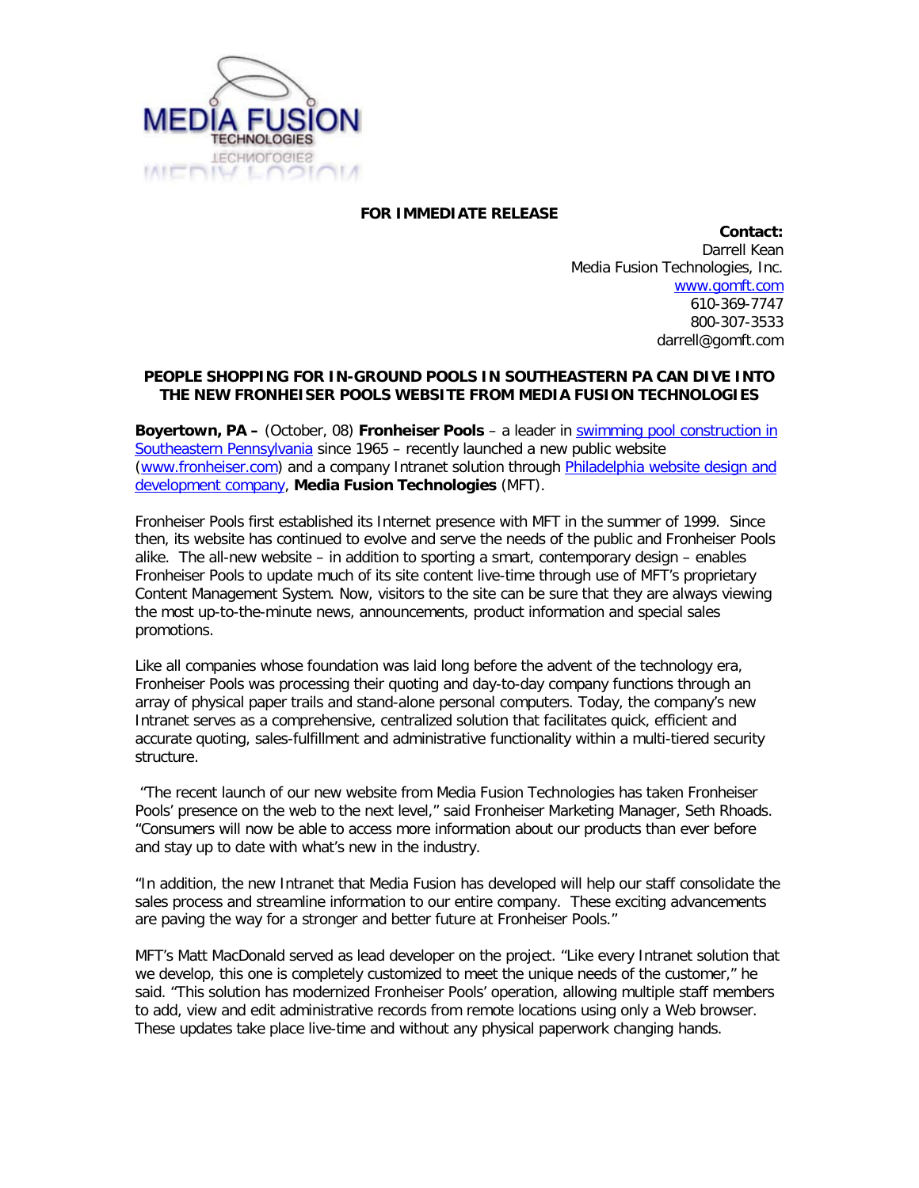MEDIA FUSION TECHNOLOGIES

**FOR IMMEDIATE RELEASE**

**Contact:**
Darrell Kean
Media Fusion Technologies, Inc.
[www.gomft.com](www.gomft.com)
610-369-7747
800-307-3533
darrell@gomft.com

**PEOPLE SHOPPING FOR IN-GROUND POOLS IN SOUTHEASTERN PA CAN DIVE INTO THE NEW FRONHEISER POOLS WEBSITE FROM MEDIA FUSION TECHNOLOGIES**

**Boyertown, PA –** (October, 08) **Fronheiser Pools** – a leader in swimming pool construction in Southeastern Pennsylvania since 1965 – recently launched a new public website (www.fronheiser.com) and a company Intranet solution through Philadelphia website design and development company, **Media Fusion Technologies** (MFT).

Fronheiser Pools first established its Internet presence with MFT in the summer of 1999. Since then, its website has continued to evolve and serve the needs of the public and Fronheiser Pools alike. The all-new website – in addition to sporting a smart, contemporary design – enables Fronheiser Pools to update much of its site content live-time through use of MFT's proprietary Content Management System. Now, visitors to the site can be sure that they are always viewing the most up-to-the-minute news, announcements, product information and special sales promotions.

Like all companies whose foundation was laid long before the advent of the technology era, Fronheiser Pools was processing their quoting and day-to-day company functions through an array of physical paper trails and stand-alone personal computers. Today, the company's new Intranet serves as a comprehensive, centralized solution that facilitates quick, efficient and accurate quoting, sales-fulfillment and administrative functionality within a multi-tiered security structure.

"The recent launch of our new website from Media Fusion Technologies has taken Fronheiser Pools' presence on the web to the next level," said Fronheiser Marketing Manager, Seth Rhoads. "Consumers will now be able to access more information about our products than ever before and stay up to date with what's new in the industry.

"In addition, the new Intranet that Media Fusion has developed will help our staff consolidate the sales process and streamline information to our entire company. These exciting advancements are paving the way for a stronger and better future at Fronheiser Pools."

MFT's Matt MacDonald served as lead developer on the project. "Like every Intranet solution that we develop, this one is completely customized to meet the unique needs of the customer," he said. "This solution has modernized Fronheiser Pools' operation, allowing multiple staff members to add, view and edit administrative records from remote locations using only a Web browser. These updates take place live-time and without any physical paperwork changing hands.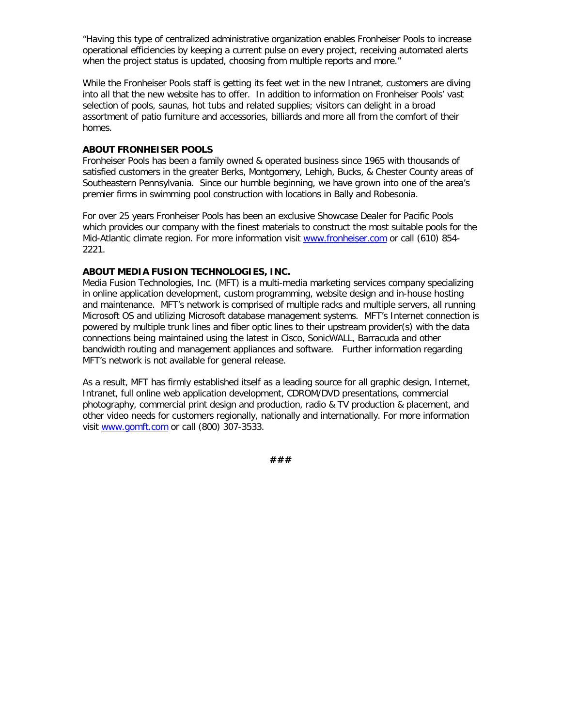"Having this type of centralized administrative organization enables Fronheiser Pools to increase operational efficiencies by keeping a current pulse on every project, receiving automated alerts when the project status is updated, choosing from multiple reports and more."

While the Fronheiser Pools staff is getting its feet wet in the new Intranet, customers are diving into all that the new website has to offer. In addition to information on Fronheiser Pools' vast selection of pools, saunas, hot tubs and related supplies; visitors can delight in a broad assortment of patio furniture and accessories, billiards and more all from the comfort of their homes.

**ABOUT FRONHEISER POOLS**

Fronheiser Pools has been a family owned & operated business since 1965 with thousands of satisfied customers in the greater Berks, Montgomery, Lehigh, Bucks, & Chester County areas of Southeastern Pennsylvania. Since our humble beginning, we have grown into one of the area's premier firms in swimming pool construction with locations in Bally and Robesonia.

For over 25 years Fronheiser Pools has been an exclusive Showcase Dealer for Pacific Pools which provides our company with the finest materials to construct the most suitable pools for the Mid-Atlantic climate region. For more information visit [www.fronheiser.com](www.fronheiser.com) or call (610) 854-2221.

**ABOUT MEDIA FUSION TECHNOLOGIES, INC.**

Media Fusion Technologies, Inc. (MFT) is a multi-media marketing services company specializing in online application development, custom programming, website design and in-house hosting and maintenance. MFT's network is comprised of multiple racks and multiple servers, all running Microsoft OS and utilizing Microsoft database management systems. MFT's Internet connection is powered by multiple trunk lines and fiber optic lines to their upstream provider(s) with the data connections being maintained using the latest in Cisco, SonicWALL, Barracuda and other bandwidth routing and management appliances and software. Further information regarding MFT's network is not available for general release.

As a result, MFT has firmly established itself as a leading source for all graphic design, Internet, Intranet, full online web application development, CDROM/DVD presentations, commercial photography, commercial print design and production, radio & TV production & placement, and other video needs for customers regionally, nationally and internationally. For more information visit [www.gomft.com](www.gomft.com) or call (800) 307-3533.

**###**